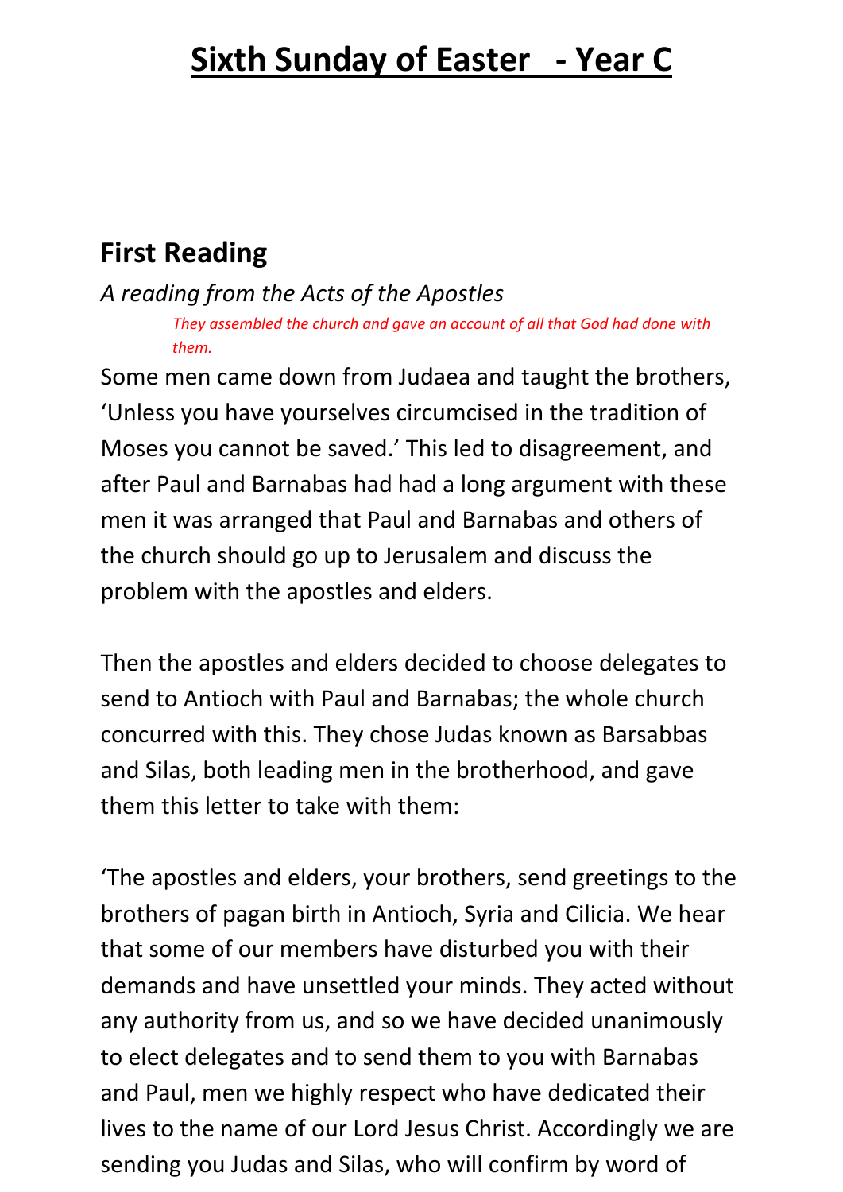# Sixth Sunday of Easter - Year C

## First Reading

*A reading from the Acts of the Apostles*

*They assembled the church and gave an account of all that God had done with them.*

Some men came down from Judaea and taught the brothers, ‘Unless you have yourselves circumcised in the tradition of Moses you cannot be saved.’ This led to disagreement, and after Paul and Barnabas had had a long argument with these men it was arranged that Paul and Barnabas and others of the church should go up to Jerusalem and discuss the problem with the apostles and elders.

Then the apostles and elders decided to choose delegates to send to Antioch with Paul and Barnabas; the whole church concurred with this. They chose Judas known as Barsabbas and Silas, both leading men in the brotherhood, and gave them this letter to take with them:

‘The apostles and elders, your brothers, send greetings to the brothers of pagan birth in Antioch, Syria and Cilicia. We hear that some of our members have disturbed you with their demands and have unsettled your minds. They acted without any authority from us, and so we have decided unanimously to elect delegates and to send them to you with Barnabas and Paul, men we highly respect who have dedicated their lives to the name of our Lord Jesus Christ. Accordingly we are sending you Judas and Silas, who will confirm by word of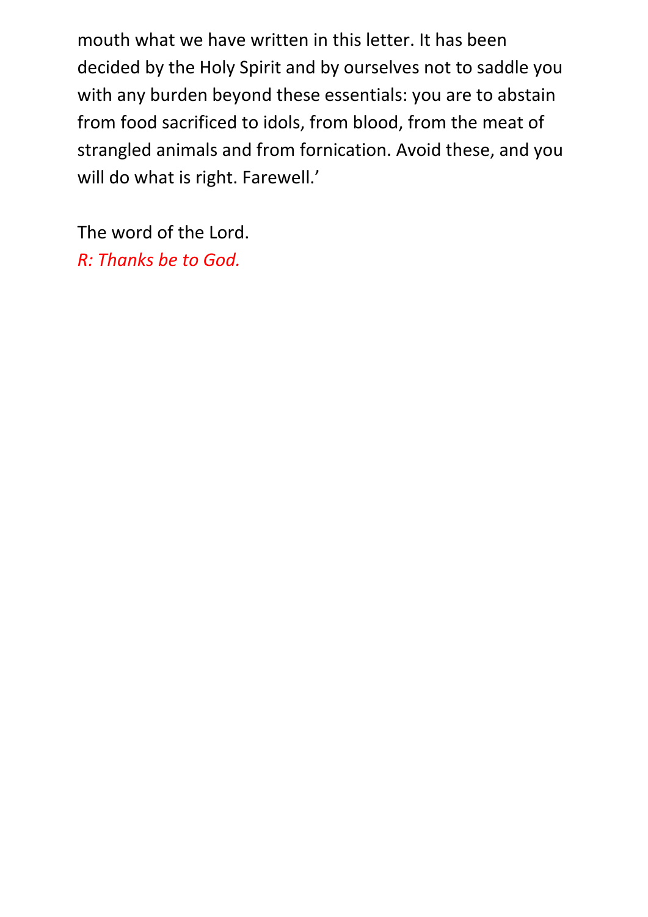mouth what we have written in this letter. It has been decided by the Holy Spirit and by ourselves not to saddle you with any burden beyond these essentials: you are to abstain from food sacrificed to idols, from blood, from the meat of strangled animals and from fornication. Avoid these, and you will do what is right. Farewell.'

The word of the Lord.
*R: Thanks be to God.*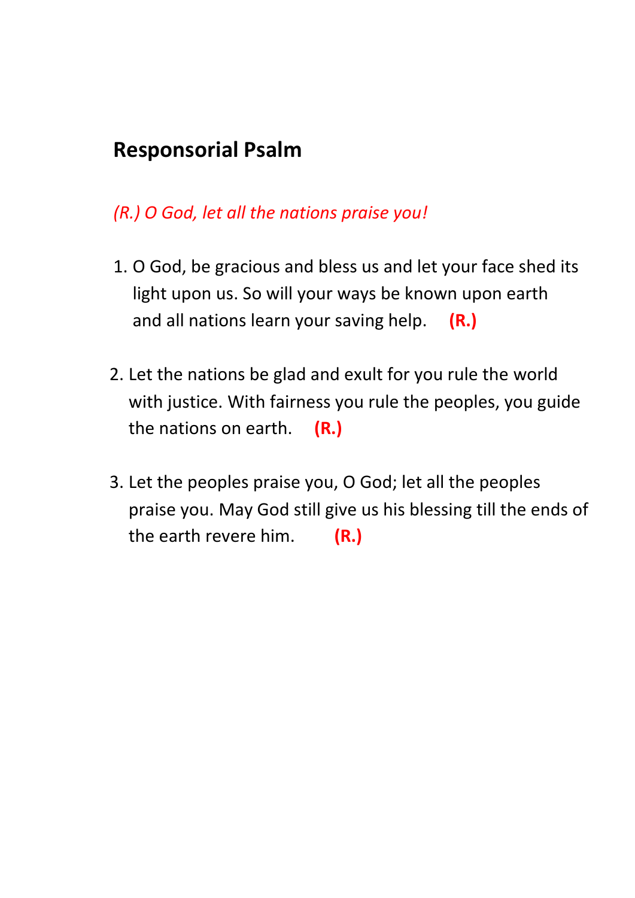## Responsorial Psalm

*(R.) O God, let all the nations praise you!*

1. O God, be gracious and bless us and let your face shed its light upon us. So will your ways be known upon earth and all nations learn your saving help. **(R.)**

2. Let the nations be glad and exult for you rule the world with justice. With fairness you rule the peoples, you guide the nations on earth. **(R.)**

3. Let the peoples praise you, O God; let all the peoples praise you. May God still give us his blessing till the ends of the earth revere him. **(R.)**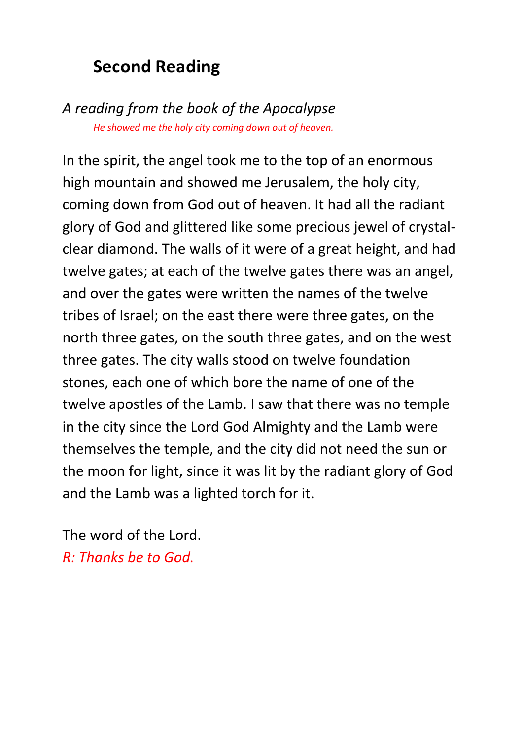## Second Reading

*A reading from the book of the Apocalypse*

*He showed me the holy city coming down out of heaven.*

In the spirit, the angel took me to the top of an enormous high mountain and showed me Jerusalem, the holy city, coming down from God out of heaven. It had all the radiant glory of God and glittered like some precious jewel of crystal-clear diamond. The walls of it were of a great height, and had twelve gates; at each of the twelve gates there was an angel, and over the gates were written the names of the twelve tribes of Israel; on the east there were three gates, on the north three gates, on the south three gates, and on the west three gates. The city walls stood on twelve foundation stones, each one of which bore the name of one of the twelve apostles of the Lamb. I saw that there was no temple in the city since the Lord God Almighty and the Lamb were themselves the temple, and the city did not need the sun or the moon for light, since it was lit by the radiant glory of God and the Lamb was a lighted torch for it.

The word of the Lord.
*R: Thanks be to God.*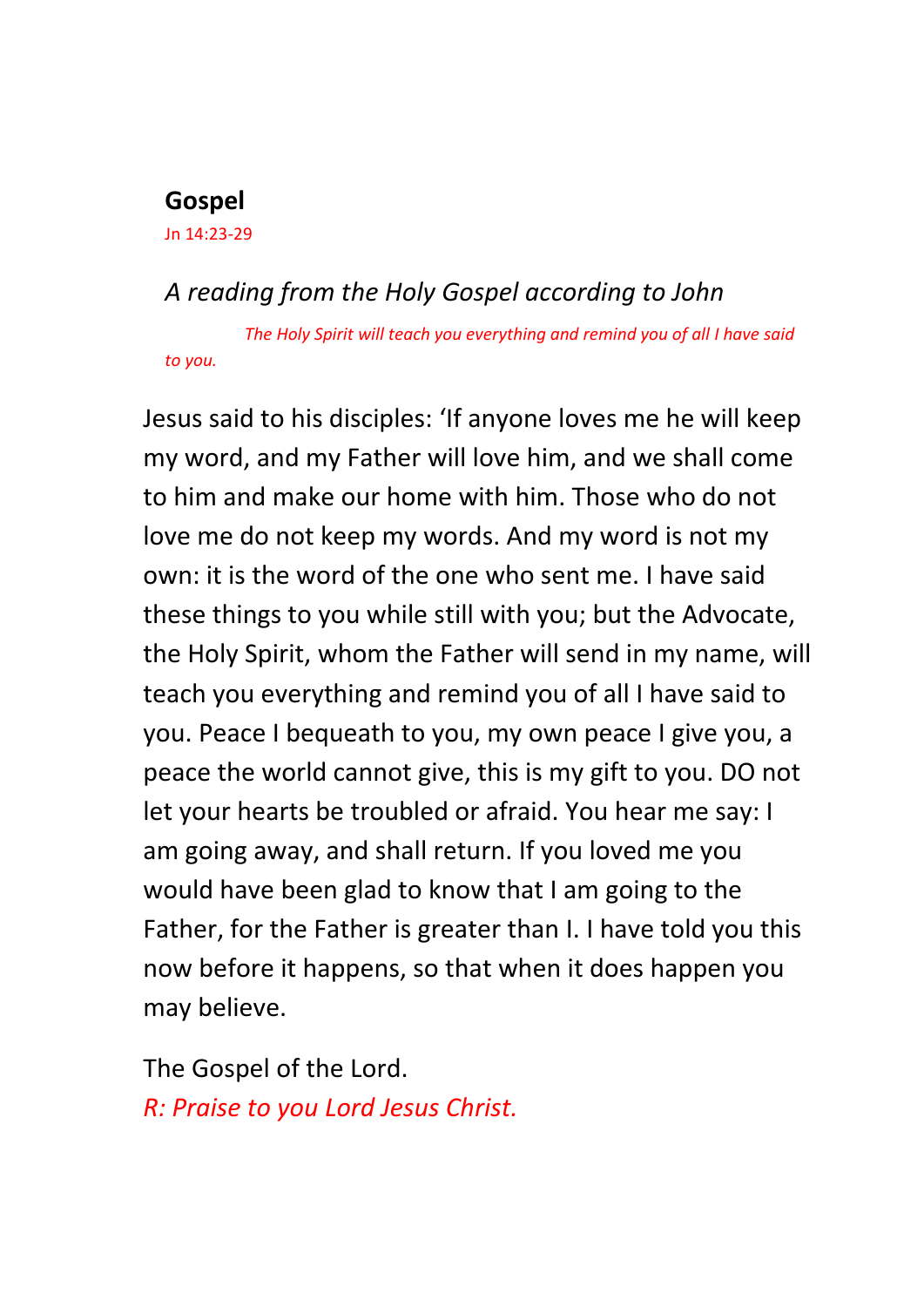## Gospel

Jn 14:23-29

*A reading from the Holy Gospel according to John*

*The Holy Spirit will teach you everything and remind you of all I have said to you.*

Jesus said to his disciples: 'If anyone loves me he will keep my word, and my Father will love him, and we shall come to him and make our home with him. Those who do not love me do not keep my words. And my word is not my own: it is the word of the one who sent me. I have said these things to you while still with you; but the Advocate, the Holy Spirit, whom the Father will send in my name, will teach you everything and remind you of all I have said to you. Peace I bequeath to you, my own peace I give you, a peace the world cannot give, this is my gift to you. DO not let your hearts be troubled or afraid. You hear me say: I am going away, and shall return. If you loved me you would have been glad to know that I am going to the Father, for the Father is greater than I. I have told you this now before it happens, so that when it does happen you may believe.

The Gospel of the Lord.

*R: Praise to you Lord Jesus Christ.*